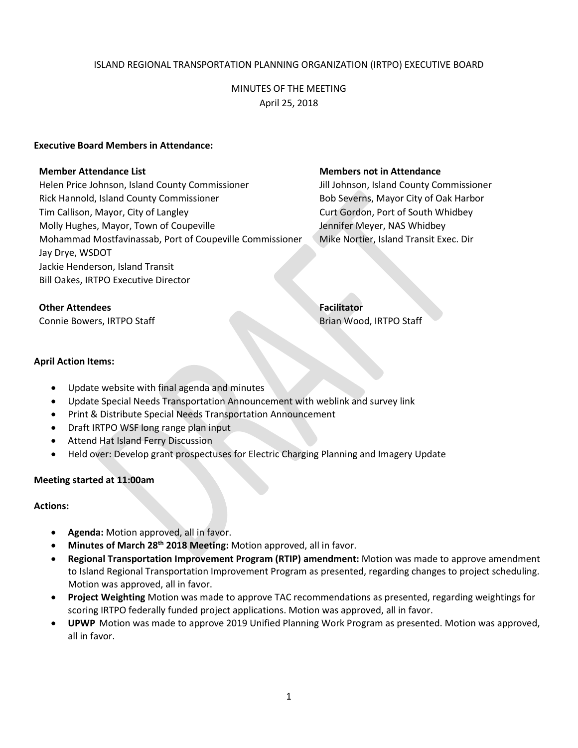ISLAND REGIONAL TRANSPORTATION PLANNING ORGANIZATION (IRTPO) EXECUTIVE BOARD

MINUTES OF THE MEETING
April 25, 2018

**Executive Board Members in Attendance:**

**Member Attendance List**
Helen Price Johnson, Island County Commissioner
Rick Hannold, Island County Commissioner
Tim Callison, Mayor, City of Langley
Molly Hughes, Mayor, Town of Coupeville
Mohammad Mostfavinassab, Port of Coupeville Commissioner
Jay Drye, WSDOT
Jackie Henderson, Island Transit
Bill Oakes, IRTPO Executive Director

**Members not in Attendance**
Jill Johnson, Island County Commissioner
Bob Severns, Mayor City of Oak Harbor
Curt Gordon, Port of South Whidbey
Jennifer Meyer, NAS Whidbey
Mike Nortier, Island Transit Exec. Dir

**Other Attendees**
Connie Bowers, IRTPO Staff

**Facilitator**
Brian Wood, IRTPO Staff

**April Action Items:**

- Update website with final agenda and minutes
- Update Special Needs Transportation Announcement with weblink and survey link
- Print & Distribute Special Needs Transportation Announcement
- Draft IRTPO WSF long range plan input
- Attend Hat Island Ferry Discussion
- Held over: Develop grant prospectuses for Electric Charging Planning and Imagery Update

**Meeting started at 11:00am**

**Actions:**

- **Agenda:** Motion approved, all in favor.
- **Minutes of March 28th 2018 Meeting:** Motion approved, all in favor.
- **Regional Transportation Improvement Program (RTIP) amendment:** Motion was made to approve amendment to Island Regional Transportation Improvement Program as presented, regarding changes to project scheduling. Motion was approved, all in favor.
- **Project Weighting** Motion was made to approve TAC recommendations as presented, regarding weightings for scoring IRTPO federally funded project applications. Motion was approved, all in favor.
- **UPWP** Motion was made to approve 2019 Unified Planning Work Program as presented. Motion was approved, all in favor.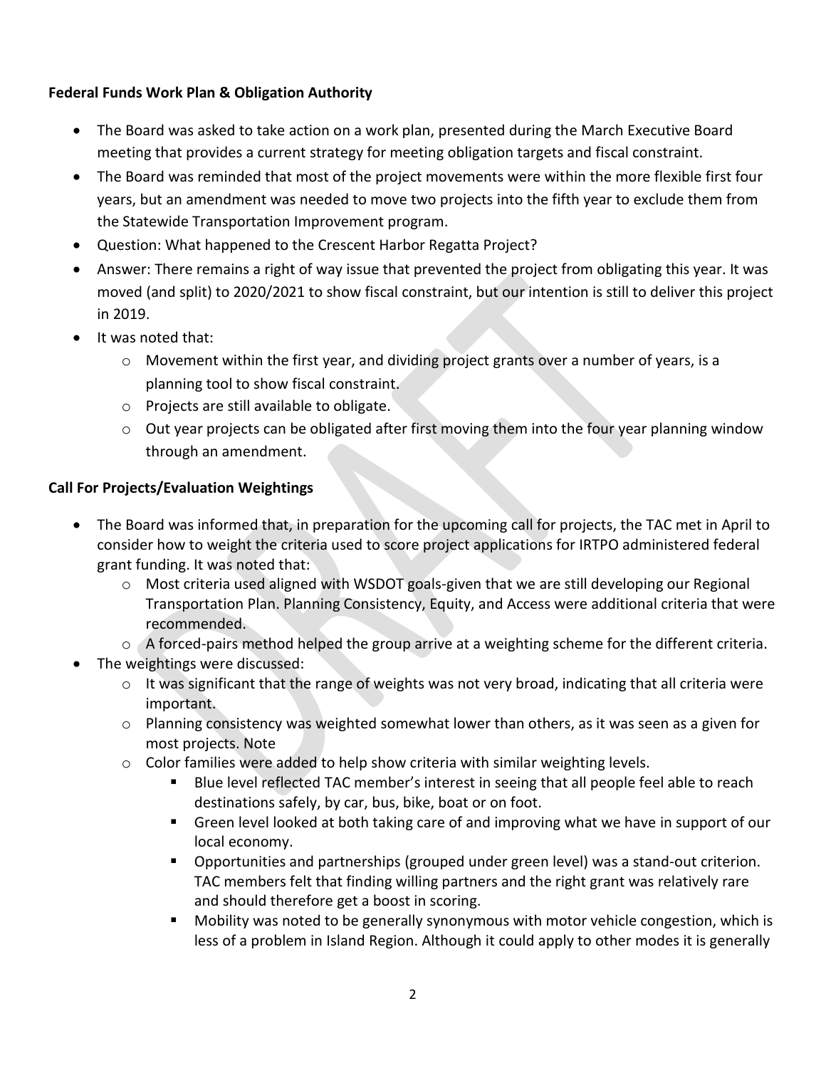**Federal Funds Work Plan & Obligation Authority**

- The Board was asked to take action on a work plan, presented during the March Executive Board meeting that provides a current strategy for meeting obligation targets and fiscal constraint.
- The Board was reminded that most of the project movements were within the more flexible first four years, but an amendment was needed to move two projects into the fifth year to exclude them from the Statewide Transportation Improvement program.
- Question: What happened to the Crescent Harbor Regatta Project?
- Answer: There remains a right of way issue that prevented the project from obligating this year. It was moved (and split) to 2020/2021 to show fiscal constraint, but our intention is still to deliver this project in 2019.
- It was noted that:
  - Movement within the first year, and dividing project grants over a number of years, is a planning tool to show fiscal constraint.
  - Projects are still available to obligate.
  - Out year projects can be obligated after first moving them into the four year planning window through an amendment.

**Call For Projects/Evaluation Weightings**

- The Board was informed that, in preparation for the upcoming call for projects, the TAC met in April to consider how to weight the criteria used to score project applications for IRTPO administered federal grant funding. It was noted that:
  - Most criteria used aligned with WSDOT goals-given that we are still developing our Regional Transportation Plan. Planning Consistency, Equity, and Access were additional criteria that were recommended.
  - A forced-pairs method helped the group arrive at a weighting scheme for the different criteria.
- The weightings were discussed:
  - It was significant that the range of weights was not very broad, indicating that all criteria were important.
  - Planning consistency was weighted somewhat lower than others, as it was seen as a given for most projects. Note
  - Color families were added to help show criteria with similar weighting levels.
    - Blue level reflected TAC member's interest in seeing that all people feel able to reach destinations safely, by car, bus, bike, boat or on foot.
    - Green level looked at both taking care of and improving what we have in support of our local economy.
    - Opportunities and partnerships (grouped under green level) was a stand-out criterion. TAC members felt that finding willing partners and the right grant was relatively rare and should therefore get a boost in scoring.
    - Mobility was noted to be generally synonymous with motor vehicle congestion, which is less of a problem in Island Region. Although it could apply to other modes it is generally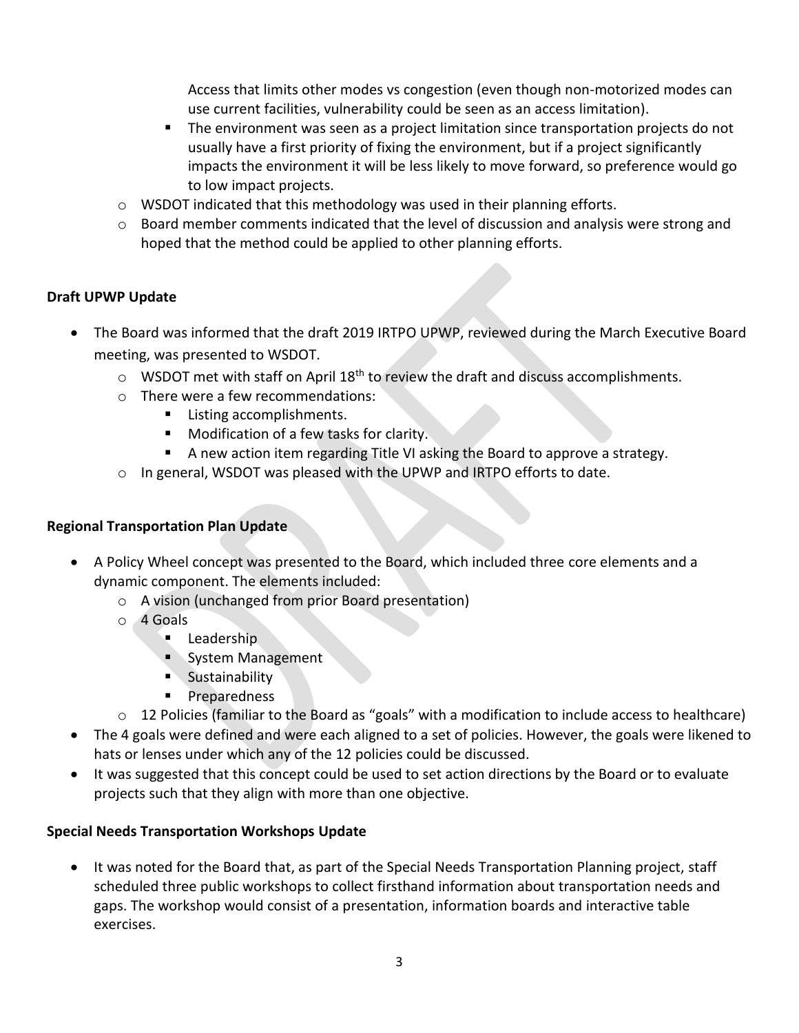Access that limits other modes vs congestion (even though non-motorized modes can use current facilities, vulnerability could be seen as an access limitation).

- The environment was seen as a project limitation since transportation projects do not usually have a first priority of fixing the environment, but if a project significantly impacts the environment it will be less likely to move forward, so preference would go to low impact projects.

  - WSDOT indicated that this methodology was used in their planning efforts.
  - Board member comments indicated that the level of discussion and analysis were strong and hoped that the method could be applied to other planning efforts.

**Draft UPWP Update**

- The Board was informed that the draft 2019 IRTPO UPWP, reviewed during the March Executive Board meeting, was presented to WSDOT.
  - WSDOT met with staff on April 18th to review the draft and discuss accomplishments.
  - There were a few recommendations:
    - Listing accomplishments.
    - Modification of a few tasks for clarity.
    - A new action item regarding Title VI asking the Board to approve a strategy.
  - In general, WSDOT was pleased with the UPWP and IRTPO efforts to date.

**Regional Transportation Plan Update**

- A Policy Wheel concept was presented to the Board, which included three core elements and a dynamic component. The elements included:
  - A vision (unchanged from prior Board presentation)
  - 4 Goals
    - Leadership
    - System Management
    - Sustainability
    - Preparedness
  - 12 Policies (familiar to the Board as "goals" with a modification to include access to healthcare)
- The 4 goals were defined and were each aligned to a set of policies. However, the goals were likened to hats or lenses under which any of the 12 policies could be discussed.
- It was suggested that this concept could be used to set action directions by the Board or to evaluate projects such that they align with more than one objective.

**Special Needs Transportation Workshops Update**

- It was noted for the Board that, as part of the Special Needs Transportation Planning project, staff scheduled three public workshops to collect firsthand information about transportation needs and gaps. The workshop would consist of a presentation, information boards and interactive table exercises.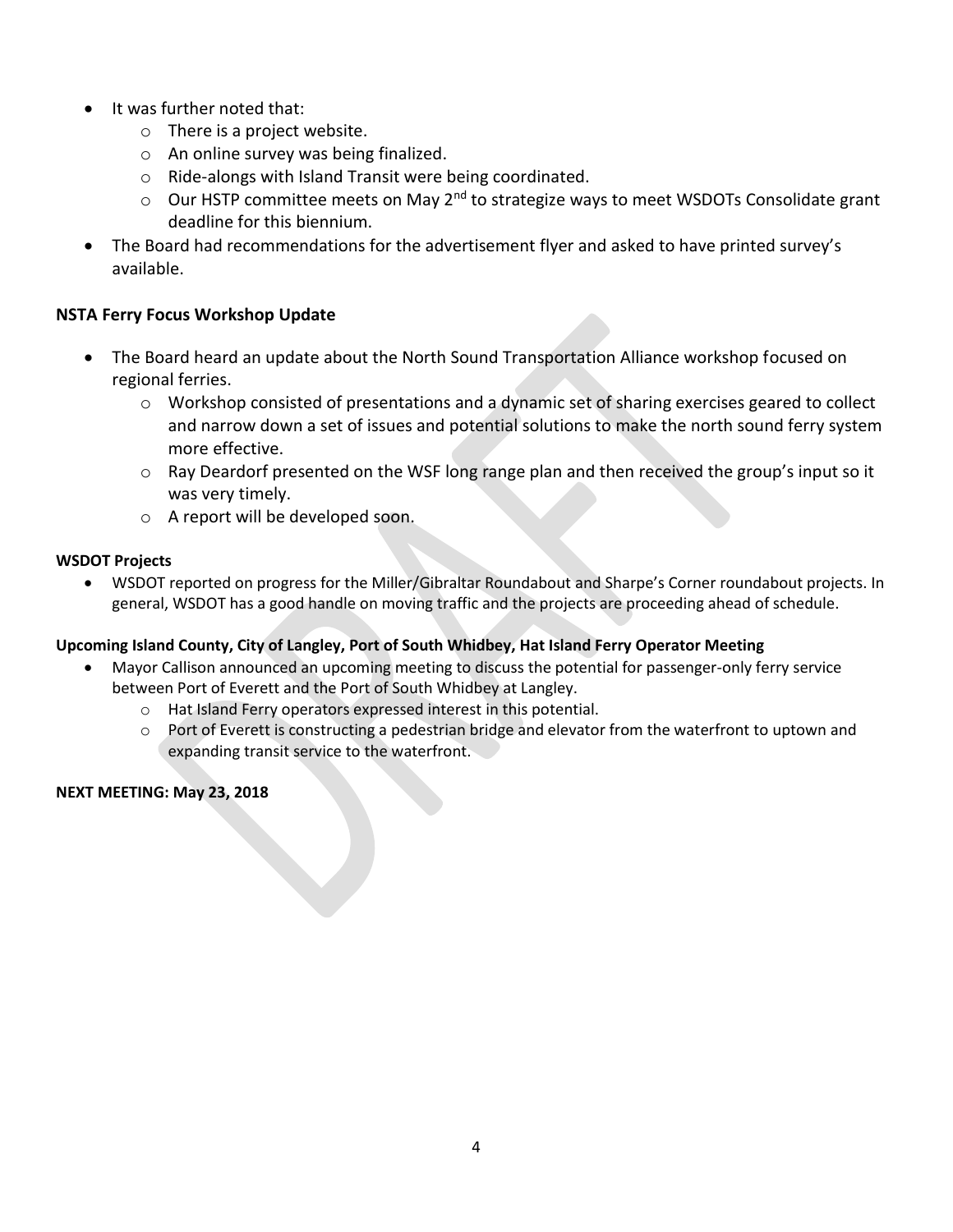- It was further noted that:
  - There is a project website.
  - An online survey was being finalized.
  - Ride-alongs with Island Transit were being coordinated.
  - Our HSTP committee meets on May 2nd to strategize ways to meet WSDOTs Consolidate grant deadline for this biennium.
- The Board had recommendations for the advertisement flyer and asked to have printed survey's available.

**NSTA Ferry Focus Workshop Update**

- The Board heard an update about the North Sound Transportation Alliance workshop focused on regional ferries.
  - Workshop consisted of presentations and a dynamic set of sharing exercises geared to collect and narrow down a set of issues and potential solutions to make the north sound ferry system more effective.
  - Ray Deardorf presented on the WSF long range plan and then received the group's input so it was very timely.
  - A report will be developed soon.

**WSDOT Projects**

- WSDOT reported on progress for the Miller/Gibraltar Roundabout and Sharpe's Corner roundabout projects. In general, WSDOT has a good handle on moving traffic and the projects are proceeding ahead of schedule.

**Upcoming Island County, City of Langley, Port of South Whidbey, Hat Island Ferry Operator Meeting**

- Mayor Callison announced an upcoming meeting to discuss the potential for passenger-only ferry service between Port of Everett and the Port of South Whidbey at Langley.
  - Hat Island Ferry operators expressed interest in this potential.
  - Port of Everett is constructing a pedestrian bridge and elevator from the waterfront to uptown and expanding transit service to the waterfront.

**NEXT MEETING: May 23, 2018**